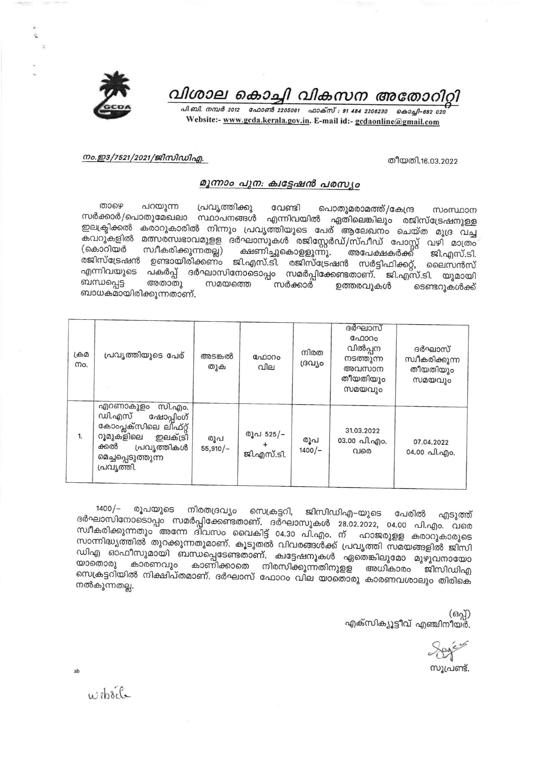# വിശാല കൊച്ചി വികസന അതോറിറ്റി

പി.ബി. നമ്പർ 2012 ഫോൺ 2205061 ഫാക്സ് : 91 484 2206230 കൊച്ചി-682 020
Website:- www.gcda.kerala.gov.in. E-mail id:- gcdaonline@gmail.com

നം.ഇ3/7521/2021/ജിസിഡിഎ.

തീയതി.16.03.2022

## മൂന്നാം പുന: ക്വട്ടേഷൻ പരസ്യം

താഴെ പറയുന്ന പ്രവൃത്തിക്കു വേണ്ടി പൊതുമരാമത്ത്/കേന്ദ്ര സംസ്ഥാന സർക്കാർ/പൊതുമേഖലാ സ്ഥാപനങ്ങൾ എന്നിവയിൽ ഏതിലെങ്കിലും രജിസ്ട്രേഷനുള്ള ഇലക്ട്രിക്കൽ കരാറുകാരിൽ നിന്നും പ്രവൃത്തിയുടെ പേര് ആലേഖനം ചെയ്ത മുദ്ര വച്ച കവറുകളിൽ മത്സരസ്വഭാവമുള്ള ദർഘാസുകൾ രജിസ്റ്റേർഡ്/സ്പീഡ് പോസ്റ്റ് വഴി മാത്രം (കൊറിയർ സ്വീകരിക്കുന്നതല്ല) ക്ഷണിച്ചുകൊള്ളുന്നു. അപേക്ഷകർക്ക് ജി.എസ്.ടി. രജിസ്ട്രേഷൻ ഉണ്ടായിരിക്കണം ജി.എസ്.ടി. രജിസ്ട്രേഷൻ സർട്ടിഫിക്കറ്റ്, ലൈസൻസ് എന്നിവയുടെ പകർപ്പ് ദർഘാസിനോടൊപ്പം സമർപ്പിക്കേണ്ടതാണ്. ജി.എസ്.ടി. യുമായി ബന്ധപ്പെട്ട അതാതു സമയത്തെ സർക്കാർ ഉത്തരവുകൾ ടെണ്ടറുകൾക്ക് ബാധകമായിരിക്കുന്നതാണ്.

| ക്രമ നം. | പ്രവൃത്തിയുടെ പേര് | അടങ്കൽ തുക | ഫോറം വില | നിരത ദ്രവ്യം | ദർഘാസ് ഫോറം വിൽപ്പന നടത്തുന്ന അവസാന തീയതിയും സമയവും | ദർഘാസ് സ്വീകരിക്കുന്ന തീയതിയും സമയവും |
|---|---|---|---|---|---|---|
| 1. | എറണാകുളം സി.എം.ഡി.എസ് ഷോപ്പിംഗ് കോംപ്ലക്സിലെ ലിഫ്റ്റ് റൂമുകളിലെ ഇലക്ട്രിക്കൽ പ്രവൃത്തികൾ മെച്ചപ്പെടുത്തുന്ന പ്രവൃത്തി. | രൂപ 55,910/- | രൂപ 525/- + ജി.എസ്.ടി. | രൂപ 1400/- | 31.03.2022 03.00 പി.എം. വരെ | 07.04.2022 04.00 പി.എം. |

1400/- രൂപയുടെ നിരതദ്രവ്യം സെക്രട്ടറി, ജിസിഡിഎ-യുടെ പേരിൽ എടുത്ത് ദർഘാസിനോടൊപ്പം സമർപ്പിക്കേണ്ടതാണ്. ദർഘാസുകൾ 28.02.2022, 04.00 പി.എം. വരെ സ്വീകരിക്കുന്നതും അന്നേ ദിവസം വൈകിട്ട് 04.30 പി.എം. ന് ഹാജരുള്ള കരാറുകാരുടെ സാന്നിദ്ധ്യത്തിൽ തുറക്കുന്നതുമാണ്. കൂടുതൽ വിവരങ്ങൾക്ക് പ്രവൃത്തി സമയങ്ങളിൽ ജിസിഡിഎ ഓഫീസുമായി ബന്ധപ്പെടേണ്ടതാണ്. ക്വട്ടേഷനുകൾ ഏതെങ്കിലുമോ മുഴുവനായോ യാതൊരു കാരണവും കാണിക്കാതെ നിരസിക്കുന്നതിനുള്ള അധികാരം ജിസിഡിഎ സെക്രട്ടറിയിൽ നിക്ഷിപ്തമാണ്. ദർഘാസ് ഫോറം വില യാതൊരു കാരണവശാലും തിരികെ നൽകുന്നതല്ല.

(ഒപ്പ്)
എക്സിക്യൂട്ടീവ് എഞ്ചിനീയർ.

സൂപ്രണ്ട്.

ab

website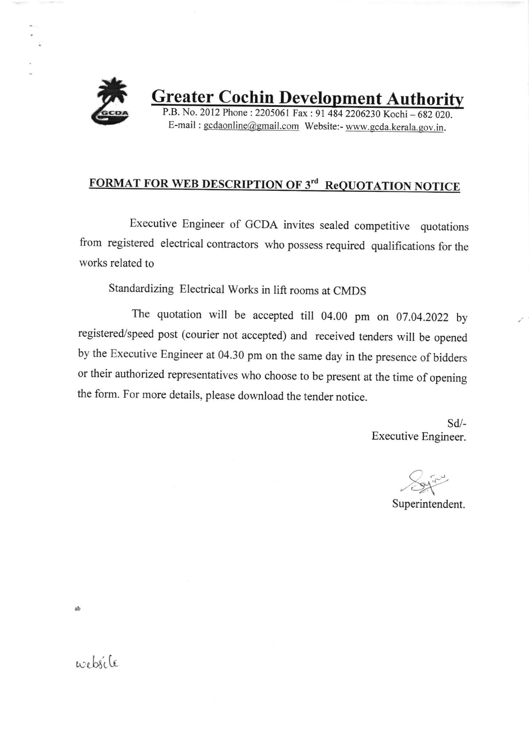# Greater Cochin Development Authority

P.B. No. 2012 Phone : 2205061 Fax : 91 484 2206230 Kochi – 682 020.
E-mail : gcdaonline@gmail.com Website:- www.gcda.kerala.gov.in.

## FORMAT FOR WEB DESCRIPTION OF 3rd ReQUOTATION NOTICE

Executive Engineer of GCDA invites sealed competitive quotations from registered electrical contractors who possess required qualifications for the works related to

Standardizing Electrical Works in lift rooms at CMDS

The quotation will be accepted till 04.00 pm on 07.04.2022 by registered/speed post (courier not accepted) and received tenders will be opened by the Executive Engineer at 04.30 pm on the same day in the presence of bidders or their authorized representatives who choose to be present at the time of opening the form. For more details, please download the tender notice.

Sd/-
Executive Engineer.

Superintendent.

ab

website